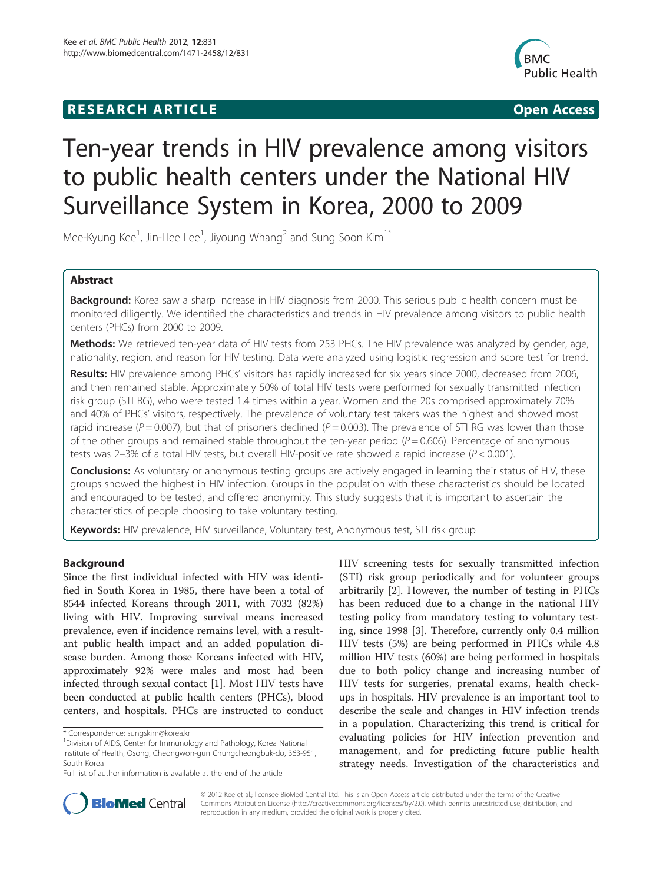**RESEARCH ARTICLE** **Open Access**

# Ten-year trends in HIV prevalence among visitors to public health centers under the National HIV Surveillance System in Korea, 2000 to 2009

Mee-Kyung Kee[1], Jin-Hee Lee[1], Jiyoung Whang[2] and Sung Soon Kim[1*]

## Abstract

**Background:** Korea saw a sharp increase in HIV diagnosis from 2000. This serious public health concern must be monitored diligently. We identified the characteristics and trends in HIV prevalence among visitors to public health centers (PHCs) from 2000 to 2009.

**Methods:** We retrieved ten-year data of HIV tests from 253 PHCs. The HIV prevalence was analyzed by gender, age, nationality, region, and reason for HIV testing. Data were analyzed using logistic regression and score test for trend.

**Results:** HIV prevalence among PHCs' visitors has rapidly increased for six years since 2000, decreased from 2006, and then remained stable. Approximately 50% of total HIV tests were performed for sexually transmitted infection risk group (STI RG), who were tested 1.4 times within a year. Women and the 20s comprised approximately 70% and 40% of PHCs' visitors, respectively. The prevalence of voluntary test takers was the highest and showed most rapid increase ($P = 0.007$), but that of prisoners declined ($P = 0.003$). The prevalence of STI RG was lower than those of the other groups and remained stable throughout the ten-year period ($P = 0.606$). Percentage of anonymous tests was 2–3% of a total HIV tests, but overall HIV-positive rate showed a rapid increase ($P < 0.001$).

**Conclusions:** As voluntary or anonymous testing groups are actively engaged in learning their status of HIV, these groups showed the highest in HIV infection. Groups in the population with these characteristics should be located and encouraged to be tested, and offered anonymity. This study suggests that it is important to ascertain the characteristics of people choosing to take voluntary testing.

**Keywords:** HIV prevalence, HIV surveillance, Voluntary test, Anonymous test, STI risk group

## Background

Since the first individual infected with HIV was identified in South Korea in 1985, there have been a total of 8544 infected Koreans through 2011, with 7032 (82%) living with HIV. Improving survival means increased prevalence, even if incidence remains level, with a resultant public health impact and an added population disease burden. Among those Koreans infected with HIV, approximately 92% were males and most had been infected through sexual contact [1]. Most HIV tests have been conducted at public health centers (PHCs), blood centers, and hospitals. PHCs are instructed to conduct HIV screening tests for sexually transmitted infection (STI) risk group periodically and for volunteer groups arbitrarily [2]. However, the number of testing in PHCs has been reduced due to a change in the national HIV testing policy from mandatory testing to voluntary testing, since 1998 [3]. Therefore, currently only 0.4 million HIV tests (5%) are being performed in PHCs while 4.8 million HIV tests (60%) are being performed in hospitals due to both policy change and increasing number of HIV tests for surgeries, prenatal exams, health checkups in hospitals. HIV prevalence is an important tool to describe the scale and changes in HIV infection trends in a population. Characterizing this trend is critical for evaluating policies for HIV infection prevention and management, and for predicting future public health strategy needs. Investigation of the characteristics and

\* Correspondence: sungskim@korea.kr
[1]Division of AIDS, Center for Immunology and Pathology, Korea National Institute of Health, Osong, Cheongwon-gun Chungcheongbuk-do, 363-951, South Korea
Full list of author information is available at the end of the article

© 2012 Kee et al.; licensee BioMed Central Ltd. This is an Open Access article distributed under the terms of the Creative Commons Attribution License (http://creativecommons.org/licenses/by/2.0), which permits unrestricted use, distribution, and reproduction in any medium, provided the original work is properly cited.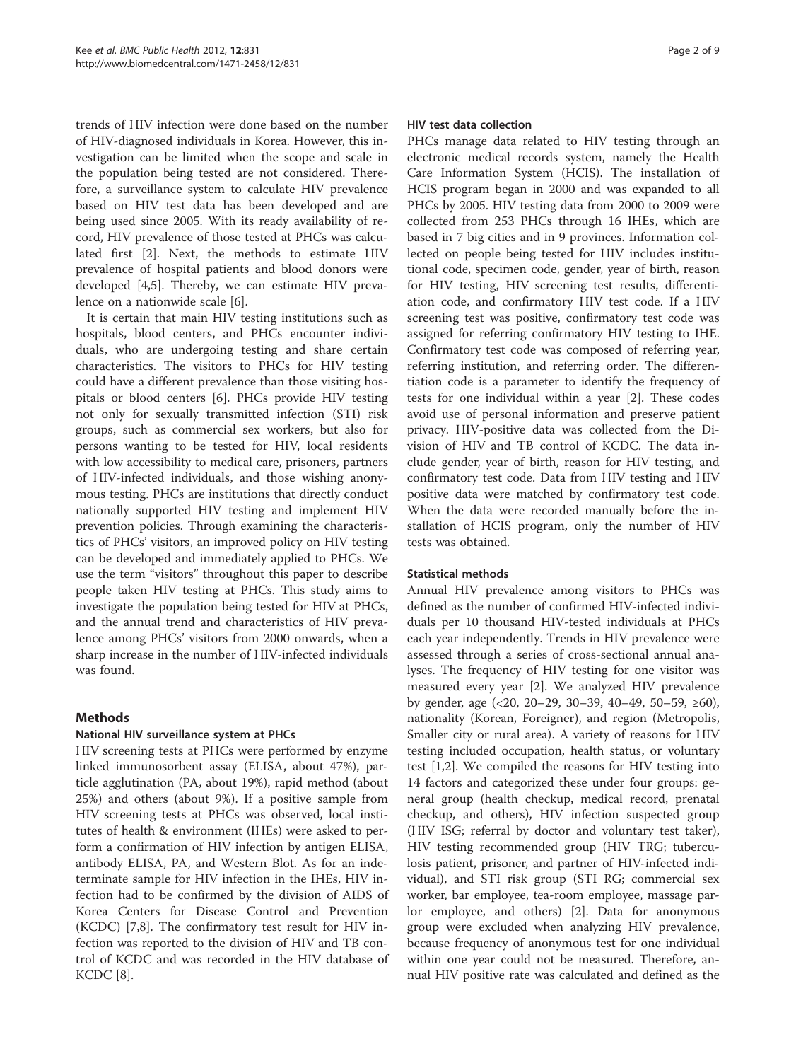trends of HIV infection were done based on the number of HIV-diagnosed individuals in Korea. However, this investigation can be limited when the scope and scale in the population being tested are not considered. Therefore, a surveillance system to calculate HIV prevalence based on HIV test data has been developed and are being used since 2005. With its ready availability of record, HIV prevalence of those tested at PHCs was calculated first [2]. Next, the methods to estimate HIV prevalence of hospital patients and blood donors were developed [4,5]. Thereby, we can estimate HIV prevalence on a nationwide scale [6].

It is certain that main HIV testing institutions such as hospitals, blood centers, and PHCs encounter individuals, who are undergoing testing and share certain characteristics. The visitors to PHCs for HIV testing could have a different prevalence than those visiting hospitals or blood centers [6]. PHCs provide HIV testing not only for sexually transmitted infection (STI) risk groups, such as commercial sex workers, but also for persons wanting to be tested for HIV, local residents with low accessibility to medical care, prisoners, partners of HIV-infected individuals, and those wishing anonymous testing. PHCs are institutions that directly conduct nationally supported HIV testing and implement HIV prevention policies. Through examining the characteristics of PHCs' visitors, an improved policy on HIV testing can be developed and immediately applied to PHCs. We use the term "visitors" throughout this paper to describe people taken HIV testing at PHCs. This study aims to investigate the population being tested for HIV at PHCs, and the annual trend and characteristics of HIV prevalence among PHCs' visitors from 2000 onwards, when a sharp increase in the number of HIV-infected individuals was found.

## Methods

### National HIV surveillance system at PHCs

HIV screening tests at PHCs were performed by enzyme linked immunosorbent assay (ELISA, about 47%), particle agglutination (PA, about 19%), rapid method (about 25%) and others (about 9%). If a positive sample from HIV screening tests at PHCs was observed, local institutes of health & environment (IHEs) were asked to perform a confirmation of HIV infection by antigen ELISA, antibody ELISA, PA, and Western Blot. As for an indeterminate sample for HIV infection in the IHEs, HIV infection had to be confirmed by the division of AIDS of Korea Centers for Disease Control and Prevention (KCDC) [7,8]. The confirmatory test result for HIV infection was reported to the division of HIV and TB control of KCDC and was recorded in the HIV database of KCDC [8].

### HIV test data collection

PHCs manage data related to HIV testing through an electronic medical records system, namely the Health Care Information System (HCIS). The installation of HCIS program began in 2000 and was expanded to all PHCs by 2005. HIV testing data from 2000 to 2009 were collected from 253 PHCs through 16 IHEs, which are based in 7 big cities and in 9 provinces. Information collected on people being tested for HIV includes institutional code, specimen code, gender, year of birth, reason for HIV testing, HIV screening test results, differentiation code, and confirmatory HIV test code. If a HIV screening test was positive, confirmatory test code was assigned for referring confirmatory HIV testing to IHE. Confirmatory test code was composed of referring year, referring institution, and referring order. The differentiation code is a parameter to identify the frequency of tests for one individual within a year [2]. These codes avoid use of personal information and preserve patient privacy. HIV-positive data was collected from the Division of HIV and TB control of KCDC. The data include gender, year of birth, reason for HIV testing, and confirmatory test code. Data from HIV testing and HIV positive data were matched by confirmatory test code. When the data were recorded manually before the installation of HCIS program, only the number of HIV tests was obtained.

### Statistical methods

Annual HIV prevalence among visitors to PHCs was defined as the number of confirmed HIV-infected individuals per 10 thousand HIV-tested individuals at PHCs each year independently. Trends in HIV prevalence were assessed through a series of cross-sectional annual analyses. The frequency of HIV testing for one visitor was measured every year [2]. We analyzed HIV prevalence by gender, age (<20, 20–29, 30–39, 40–49, 50–59, ≥60), nationality (Korean, Foreigner), and region (Metropolis, Smaller city or rural area). A variety of reasons for HIV testing included occupation, health status, or voluntary test [1,2]. We compiled the reasons for HIV testing into 14 factors and categorized these under four groups: general group (health checkup, medical record, prenatal checkup, and others), HIV infection suspected group (HIV ISG; referral by doctor and voluntary test taker), HIV testing recommended group (HIV TRG; tuberculosis patient, prisoner, and partner of HIV-infected individual), and STI risk group (STI RG; commercial sex worker, bar employee, tea-room employee, massage parlor employee, and others) [2]. Data for anonymous group were excluded when analyzing HIV prevalence, because frequency of anonymous test for one individual within one year could not be measured. Therefore, annual HIV positive rate was calculated and defined as the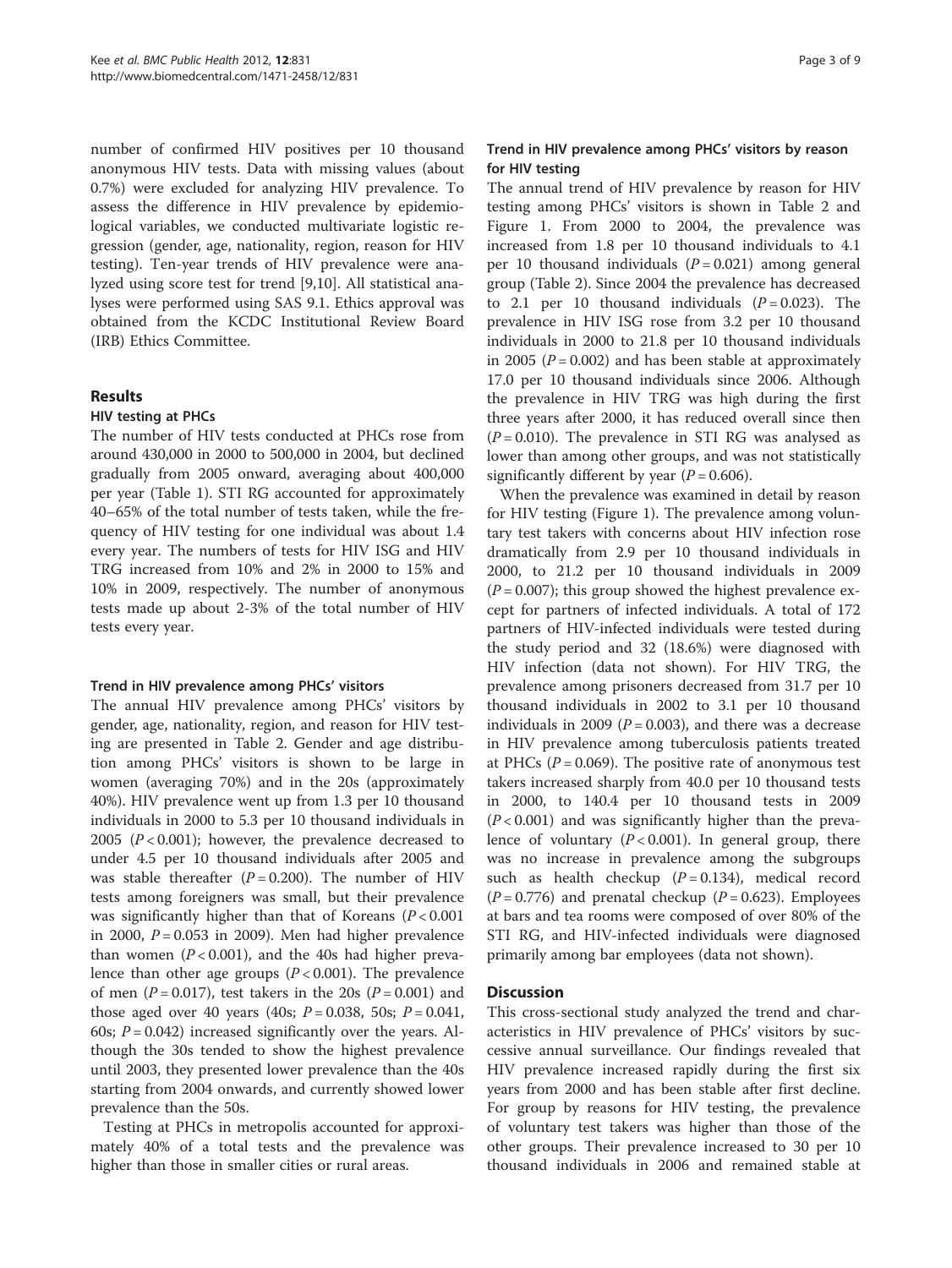number of confirmed HIV positives per 10 thousand anonymous HIV tests. Data with missing values (about 0.7%) were excluded for analyzing HIV prevalence. To assess the difference in HIV prevalence by epidemiological variables, we conducted multivariate logistic regression (gender, age, nationality, region, reason for HIV testing). Ten-year trends of HIV prevalence were analyzed using score test for trend [9,10]. All statistical analyses were performed using SAS 9.1. Ethics approval was obtained from the KCDC Institutional Review Board (IRB) Ethics Committee.

## Results

### HIV testing at PHCs

The number of HIV tests conducted at PHCs rose from around 430,000 in 2000 to 500,000 in 2004, but declined gradually from 2005 onward, averaging about 400,000 per year (Table 1). STI RG accounted for approximately 40–65% of the total number of tests taken, while the frequency of HIV testing for one individual was about 1.4 every year. The numbers of tests for HIV ISG and HIV TRG increased from 10% and 2% in 2000 to 15% and 10% in 2009, respectively. The number of anonymous tests made up about 2-3% of the total number of HIV tests every year.

### Trend in HIV prevalence among PHCs' visitors

The annual HIV prevalence among PHCs' visitors by gender, age, nationality, region, and reason for HIV testing are presented in Table 2. Gender and age distribution among PHCs' visitors is shown to be large in women (averaging 70%) and in the 20s (approximately 40%). HIV prevalence went up from 1.3 per 10 thousand individuals in 2000 to 5.3 per 10 thousand individuals in 2005 ($P < 0.001$); however, the prevalence decreased to under 4.5 per 10 thousand individuals after 2005 and was stable thereafter ($P = 0.200$). The number of HIV tests among foreigners was small, but their prevalence was significantly higher than that of Koreans ($P < 0.001$ in 2000, $P = 0.053$ in 2009). Men had higher prevalence than women ($P < 0.001$), and the 40s had higher prevalence than other age groups ($P < 0.001$). The prevalence of men ($P = 0.017$), test takers in the 20s ($P = 0.001$) and those aged over 40 years (40s; $P = 0.038$, 50s; $P = 0.041$, 60s; $P = 0.042$) increased significantly over the years. Although the 30s tended to show the highest prevalence until 2003, they presented lower prevalence than the 40s starting from 2004 onwards, and currently showed lower prevalence than the 50s.

Testing at PHCs in metropolis accounted for approximately 40% of a total tests and the prevalence was higher than those in smaller cities or rural areas.

### Trend in HIV prevalence among PHCs' visitors by reason for HIV testing

The annual trend of HIV prevalence by reason for HIV testing among PHCs' visitors is shown in Table 2 and Figure 1. From 2000 to 2004, the prevalence was increased from 1.8 per 10 thousand individuals to 4.1 per 10 thousand individuals ($P = 0.021$) among general group (Table 2). Since 2004 the prevalence has decreased to 2.1 per 10 thousand individuals ($P = 0.023$). The prevalence in HIV ISG rose from 3.2 per 10 thousand individuals in 2000 to 21.8 per 10 thousand individuals in 2005 ($P = 0.002$) and has been stable at approximately 17.0 per 10 thousand individuals since 2006. Although the prevalence in HIV TRG was high during the first three years after 2000, it has reduced overall since then ($P = 0.010$). The prevalence in STI RG was analysed as lower than among other groups, and was not statistically significantly different by year ($P = 0.606$).

When the prevalence was examined in detail by reason for HIV testing (Figure 1). The prevalence among voluntary test takers with concerns about HIV infection rose dramatically from 2.9 per 10 thousand individuals in 2000, to 21.2 per 10 thousand individuals in 2009 ($P = 0.007$); this group showed the highest prevalence except for partners of infected individuals. A total of 172 partners of HIV-infected individuals were tested during the study period and 32 (18.6%) were diagnosed with HIV infection (data not shown). For HIV TRG, the prevalence among prisoners decreased from 31.7 per 10 thousand individuals in 2002 to 3.1 per 10 thousand individuals in 2009 ($P = 0.003$), and there was a decrease in HIV prevalence among tuberculosis patients treated at PHCs ($P = 0.069$). The positive rate of anonymous test takers increased sharply from 40.0 per 10 thousand tests in 2000, to 140.4 per 10 thousand tests in 2009 ($P < 0.001$) and was significantly higher than the prevalence of voluntary ($P < 0.001$). In general group, there was no increase in prevalence among the subgroups such as health checkup ($P = 0.134$), medical record ($P = 0.776$) and prenatal checkup ($P = 0.623$). Employees at bars and tea rooms were composed of over 80% of the STI RG, and HIV-infected individuals were diagnosed primarily among bar employees (data not shown).

## Discussion

This cross-sectional study analyzed the trend and characteristics in HIV prevalence of PHCs' visitors by successive annual surveillance. Our findings revealed that HIV prevalence increased rapidly during the first six years from 2000 and has been stable after first decline. For group by reasons for HIV testing, the prevalence of voluntary test takers was higher than those of the other groups. Their prevalence increased to 30 per 10 thousand individuals in 2006 and remained stable at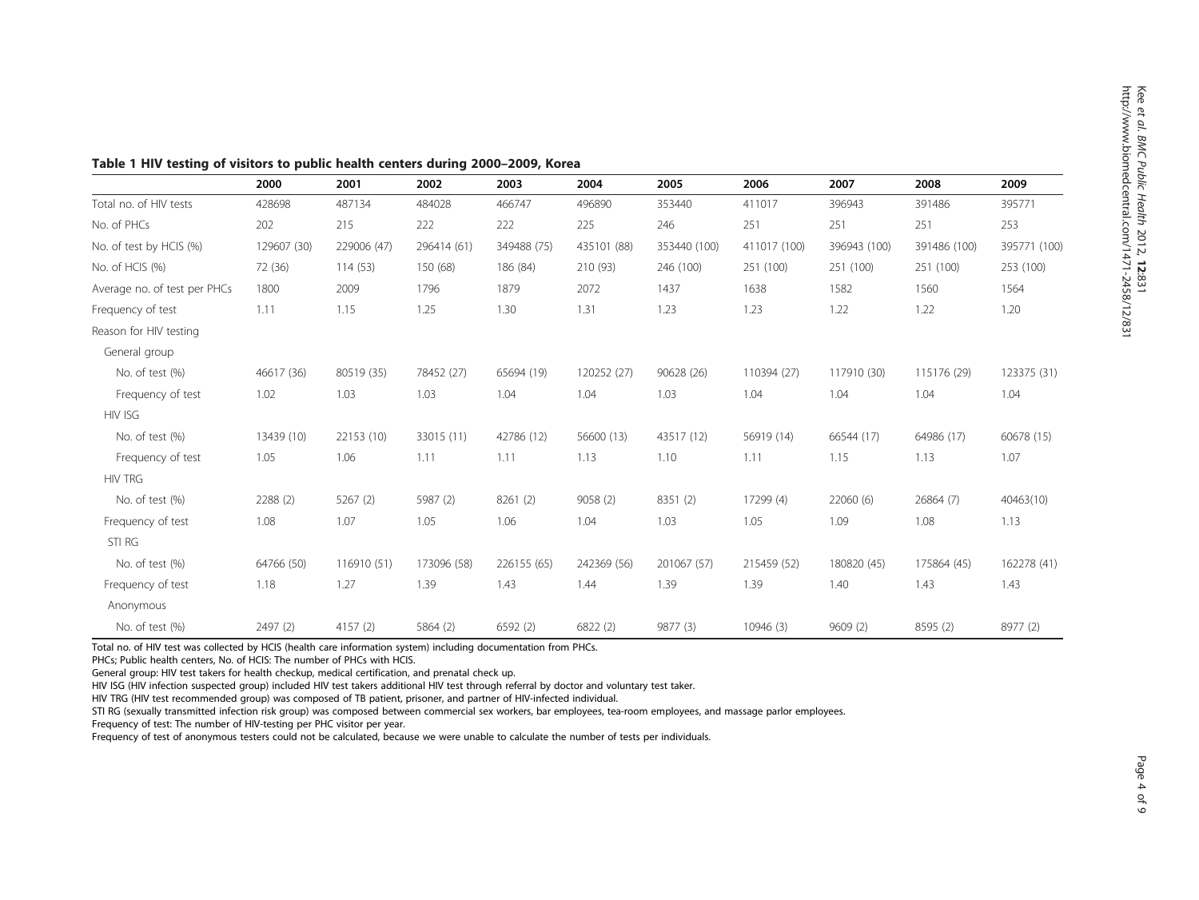**Table 1 HIV testing of visitors to public health centers during 2000–2009, Korea**

| | 2000 | 2001 | 2002 | 2003 | 2004 | 2005 | 2006 | 2007 | 2008 | 2009 |
|---|---|---|---|---|---|---|---|---|---|---|
| Total no. of HIV tests | 428698 | 487134 | 484028 | 466747 | 496890 | 353440 | 411017 | 396943 | 391486 | 395771 |
| No. of PHCs | 202 | 215 | 222 | 222 | 225 | 246 | 251 | 251 | 251 | 253 |
| No. of test by HCIS (%) | 129607 (30) | 229006 (47) | 296414 (61) | 349488 (75) | 435101 (88) | 353440 (100) | 411017 (100) | 396943 (100) | 391486 (100) | 395771 (100) |
| No. of HCIS (%) | 72 (36) | 114 (53) | 150 (68) | 186 (84) | 210 (93) | 246 (100) | 251 (100) | 251 (100) | 251 (100) | 253 (100) |
| Average no. of test per PHCs | 1800 | 2009 | 1796 | 1879 | 2072 | 1437 | 1638 | 1582 | 1560 | 1564 |
| Frequency of test | 1.11 | 1.15 | 1.25 | 1.30 | 1.31 | 1.23 | 1.23 | 1.22 | 1.22 | 1.20 |
| Reason for HIV testing | | | | | | | | | | |
| General group | | | | | | | | | | |
| No. of test (%) | 46617 (36) | 80519 (35) | 78452 (27) | 65694 (19) | 120252 (27) | 90628 (26) | 110394 (27) | 117910 (30) | 115176 (29) | 123375 (31) |
| Frequency of test | 1.02 | 1.03 | 1.03 | 1.04 | 1.04 | 1.03 | 1.04 | 1.04 | 1.04 | 1.04 |
| HIV ISG | | | | | | | | | | |
| No. of test (%) | 13439 (10) | 22153 (10) | 33015 (11) | 42786 (12) | 56600 (13) | 43517 (12) | 56919 (14) | 66544 (17) | 64986 (17) | 60678 (15) |
| Frequency of test | 1.05 | 1.06 | 1.11 | 1.11 | 1.13 | 1.10 | 1.11 | 1.15 | 1.13 | 1.07 |
| HIV TRG | | | | | | | | | | |
| No. of test (%) | 2288 (2) | 5267 (2) | 5987 (2) | 8261 (2) | 9058 (2) | 8351 (2) | 17299 (4) | 22060 (6) | 26864 (7) | 40463(10) |
| Frequency of test | 1.08 | 1.07 | 1.05 | 1.06 | 1.04 | 1.03 | 1.05 | 1.09 | 1.08 | 1.13 |
| STI RG | | | | | | | | | | |
| No. of test (%) | 64766 (50) | 116910 (51) | 173096 (58) | 226155 (65) | 242369 (56) | 201067 (57) | 215459 (52) | 180820 (45) | 175864 (45) | 162278 (41) |
| Frequency of test | 1.18 | 1.27 | 1.39 | 1.43 | 1.44 | 1.39 | 1.39 | 1.40 | 1.43 | 1.43 |
| Anonymous | | | | | | | | | | |
| No. of test (%) | 2497 (2) | 4157 (2) | 5864 (2) | 6592 (2) | 6822 (2) | 9877 (3) | 10946 (3) | 9609 (2) | 8595 (2) | 8977 (2) |

Total no. of HIV test was collected by HCIS (health care information system) including documentation from PHCs.

PHCs; Public health centers, No. of HCIS: The number of PHCs with HCIS.

General group: HIV test takers for health checkup, medical certification, and prenatal check up.

HIV ISG (HIV infection suspected group) included HIV test takers additional HIV test through referral by doctor and voluntary test taker.

HIV TRG (HIV test recommended group) was composed of TB patient, prisoner, and partner of HIV-infected individual.

STI RG (sexually transmitted infection risk group) was composed between commercial sex workers, bar employees, tea-room employees, and massage parlor employees.

Frequency of test: The number of HIV-testing per PHC visitor per year.

Frequency of test of anonymous testers could not be calculated, because we were unable to calculate the number of tests per individuals.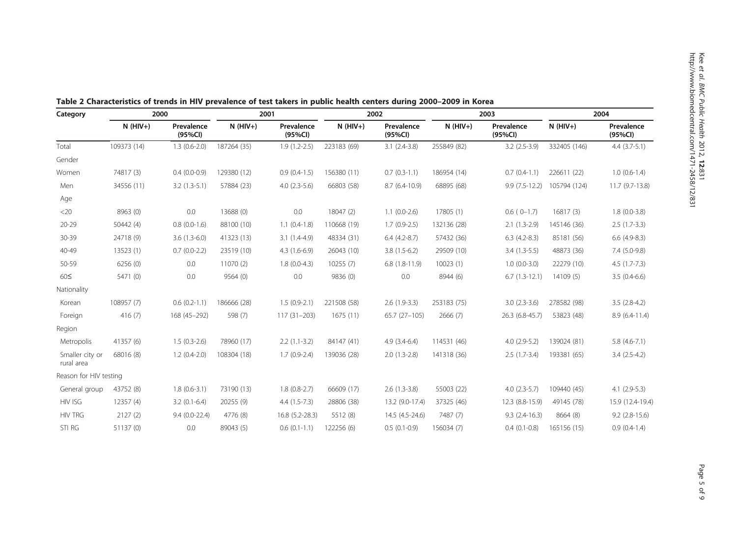**Table 2 Characteristics of trends in HIV prevalence of test takers in public health centers during 2000–2009 in Korea**

| Category | 2000 | | 2001 | | 2002 | | 2003 | | 2004 | |
|---|---|---|---|---|---|---|---|---|---|---|
| | N (HIV+) | Prevalence (95%CI) | N (HIV+) | Prevalence (95%CI) | N (HIV+) | Prevalence (95%CI) | N (HIV+) | Prevalence (95%CI) | N (HIV+) | Prevalence (95%CI) |
| Total | 109373 (14) | 1.3 (0.6-2.0) | 187264 (35) | 1.9 (1.2-2.5) | 223183 (69) | 3.1 (2.4-3.8) | 255849 (82) | 3.2 (2.5-3.9) | 332405 (146) | 4.4 (3.7-5.1) |
| Gender | | | | | | | | | | |
| Women | 74817 (3) | 0.4 (0.0-0.9) | 129380 (12) | 0.9 (0.4-1.5) | 156380 (11) | 0.7 (0.3-1.1) | 186954 (14) | 0.7 (0.4-1.1) | 226611 (22) | 1.0 (0.6-1.4) |
| Men | 34556 (11) | 3.2 (1.3-5.1) | 57884 (23) | 4.0 (2.3-5.6) | 66803 (58) | 8.7 (6.4-10.9) | 68895 (68) | 9.9 (7.5-12.2) | 105794 (124) | 11.7 (9.7-13.8) |
| Age | | | | | | | | | | |
| <20 | 8963 (0) | 0.0 | 13688 (0) | 0.0 | 18047 (2) | 1.1 (0.0-2.6) | 17805 (1) | 0.6 ( 0–1.7) | 16817 (3) | 1.8 (0.0-3.8) |
| 20-29 | 50442 (4) | 0.8 (0.0-1.6) | 88100 (10) | 1.1 (0.4-1.8) | 110668 (19) | 1.7 (0.9-2.5) | 132136 (28) | 2.1 (1.3-2.9) | 145146 (36) | 2.5 (1.7-3.3) |
| 30-39 | 24718 (9) | 3.6 (1.3-6.0) | 41323 (13) | 3.1 (1.4-4.9) | 48334 (31) | 6.4 (4.2-8.7) | 57432 (36) | 6.3 (4.2-8.3) | 85181 (56) | 6.6 (4.9-8.3) |
| 40-49 | 13523 (1) | 0.7 (0.0-2.2) | 23519 (10) | 4.3 (1.6-6.9) | 26043 (10) | 3.8 (1.5-6.2) | 29509 (10) | 3.4 (1.3-5.5) | 48873 (36) | 7.4 (5.0-9.8) |
| 50-59 | 6256 (0) | 0.0 | 11070 (2) | 1.8 (0.0-4.3) | 10255 (7) | 6.8 (1.8-11.9) | 10023 (1) | 1.0 (0.0-3.0) | 22279 (10) | 4.5 (1.7-7.3) |
| 60≤ | 5471 (0) | 0.0 | 9564 (0) | 0.0 | 9836 (0) | 0.0 | 8944 (6) | 6.7 (1.3-12.1) | 14109 (5) | 3.5 (0.4-6.6) |
| Nationality | | | | | | | | | | |
| Korean | 108957 (7) | 0.6 (0.2-1.1) | 186666 (28) | 1.5 (0.9-2.1) | 221508 (58) | 2.6 (1.9-3.3) | 253183 (75) | 3.0 (2.3-3.6) | 278582 (98) | 3.5 (2.8-4.2) |
| Foreign | 416 (7) | 168 (45–292) | 598 (7) | 117 (31–203) | 1675 (11) | 65.7 (27–105) | 2666 (7) | 26.3 (6.8-45.7) | 53823 (48) | 8.9 (6.4-11.4) |
| Region | | | | | | | | | | |
| Metropolis | 41357 (6) | 1.5 (0.3-2.6) | 78960 (17) | 2.2 (1.1-3.2) | 84147 (41) | 4.9 (3.4-6.4) | 114531 (46) | 4.0 (2.9-5.2) | 139024 (81) | 5.8 (4.6-7.1) |
| Smaller city or rural area | 68016 (8) | 1.2 (0.4-2.0) | 108304 (18) | 1.7 (0.9-2.4) | 139036 (28) | 2.0 (1.3-2.8) | 141318 (36) | 2.5 (1.7-3.4) | 193381 (65) | 3.4 (2.5-4.2) |
| Reason for HIV testing | | | | | | | | | | |
| General group | 43752 (8) | 1.8 (0.6-3.1) | 73190 (13) | 1.8 (0.8-2.7) | 66609 (17) | 2.6 (1.3-3.8) | 55003 (22) | 4.0 (2.3-5.7) | 109440 (45) | 4.1 (2.9-5.3) |
| HIV ISG | 12357 (4) | 3.2 (0.1-6.4) | 20255 (9) | 4.4 (1.5-7.3) | 28806 (38) | 13.2 (9.0-17.4) | 37325 (46) | 12.3 (8.8-15.9) | 49145 (78) | 15.9 (12.4-19.4) |
| HIV TRG | 2127 (2) | 9.4 (0.0-22.4) | 4776 (8) | 16.8 (5.2-28.3) | 5512 (8) | 14.5 (4.5-24.6) | 7487 (7) | 9.3 (2.4-16.3) | 8664 (8) | 9.2 (2.8-15.6) |
| STI RG | 51137 (0) | 0.0 | 89043 (5) | 0.6 (0.1-1.1) | 122256 (6) | 0.5 (0.1-0.9) | 156034 (7) | 0.4 (0.1-0.8) | 165156 (15) | 0.9 (0.4-1.4) |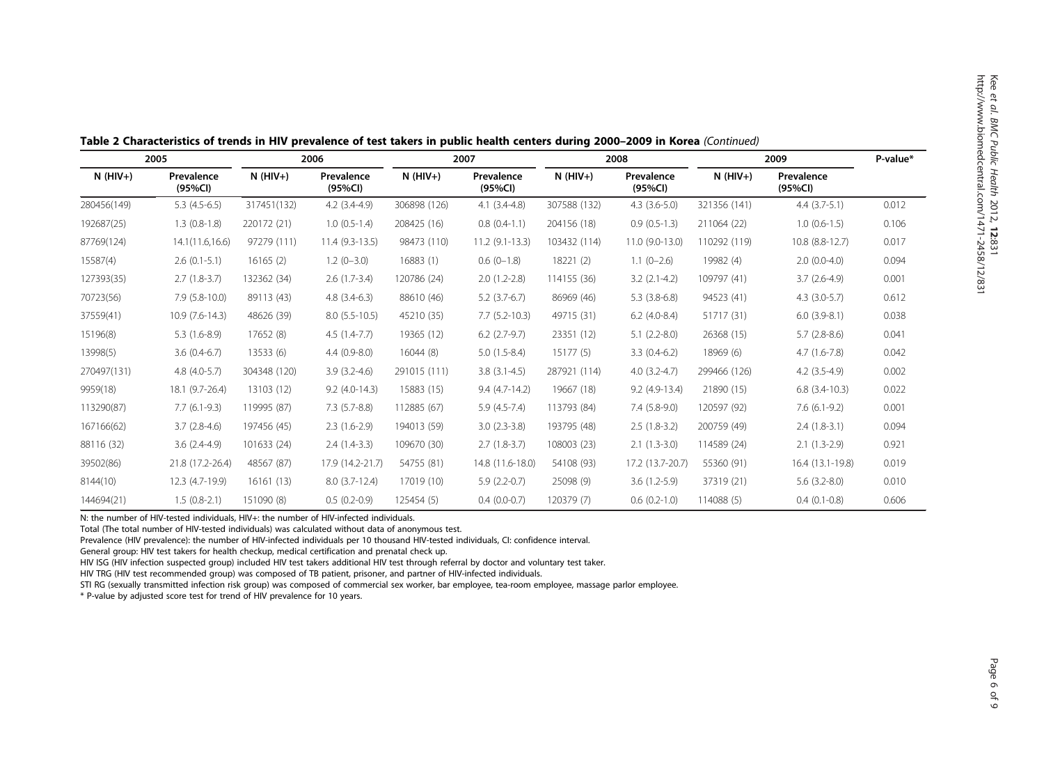**Table 2 Characteristics of trends in HIV prevalence of test takers in public health centers during 2000–2009 in Korea** *(Continued)*

| 2005 | | 2006 | | 2007 | | 2008 | | 2009 | | P-value* |
|---|---|---|---|---|---|---|---|---|---|---|
| N (HIV+) | Prevalence (95%CI) | N (HIV+) | Prevalence (95%CI) | N (HIV+) | Prevalence (95%CI) | N (HIV+) | Prevalence (95%CI) | N (HIV+) | Prevalence (95%CI) | |
| 280456(149) | 5.3 (4.5-6.5) | 317451(132) | 4.2 (3.4-4.9) | 306898 (126) | 4.1 (3.4-4.8) | 307588 (132) | 4.3 (3.6-5.0) | 321356 (141) | 4.4 (3.7-5.1) | 0.012 |
| 192687(25) | 1.3 (0.8-1.8) | 220172 (21) | 1.0 (0.5-1.4) | 208425 (16) | 0.8 (0.4-1.1) | 204156 (18) | 0.9 (0.5-1.3) | 211064 (22) | 1.0 (0.6-1.5) | 0.106 |
| 87769(124) | 14.1(11.6,16.6) | 97279 (111) | 11.4 (9.3-13.5) | 98473 (110) | 11.2 (9.1-13.3) | 103432 (114) | 11.0 (9.0-13.0) | 110292 (119) | 10.8 (8.8-12.7) | 0.017 |
| 15587(4) | 2.6 (0.1-5.1) | 16165 (2) | 1.2 (0–3.0) | 16883 (1) | 0.6 (0–1.8) | 18221 (2) | 1.1 (0–2.6) | 19982 (4) | 2.0 (0.0-4.0) | 0.094 |
| 127393(35) | 2.7 (1.8-3.7) | 132362 (34) | 2.6 (1.7-3.4) | 120786 (24) | 2.0 (1.2-2.8) | 114155 (36) | 3.2 (2.1-4.2) | 109797 (41) | 3.7 (2.6-4.9) | 0.001 |
| 70723(56) | 7.9 (5.8-10.0) | 89113 (43) | 4.8 (3.4-6.3) | 88610 (46) | 5.2 (3.7-6.7) | 86969 (46) | 5.3 (3.8-6.8) | 94523 (41) | 4.3 (3.0-5.7) | 0.612 |
| 37559(41) | 10.9 (7.6-14.3) | 48626 (39) | 8.0 (5.5-10.5) | 45210 (35) | 7.7 (5.2-10.3) | 49715 (31) | 6.2 (4.0-8.4) | 51717 (31) | 6.0 (3.9-8.1) | 0.038 |
| 15196(8) | 5.3 (1.6-8.9) | 17652 (8) | 4.5 (1.4-7.7) | 19365 (12) | 6.2 (2.7-9.7) | 23351 (12) | 5.1 (2.2-8.0) | 26368 (15) | 5.7 (2.8-8.6) | 0.041 |
| 13998(5) | 3.6 (0.4-6.7) | 13533 (6) | 4.4 (0.9-8.0) | 16044 (8) | 5.0 (1.5-8.4) | 15177 (5) | 3.3 (0.4-6.2) | 18969 (6) | 4.7 (1.6-7.8) | 0.042 |
| 270497(131) | 4.8 (4.0-5.7) | 304348 (120) | 3.9 (3.2-4.6) | 291015 (111) | 3.8 (3.1-4.5) | 287921 (114) | 4.0 (3.2-4.7) | 299466 (126) | 4.2 (3.5-4.9) | 0.002 |
| 9959(18) | 18.1 (9.7-26.4) | 13103 (12) | 9.2 (4.0-14.3) | 15883 (15) | 9.4 (4.7-14.2) | 19667 (18) | 9.2 (4.9-13.4) | 21890 (15) | 6.8 (3.4-10.3) | 0.022 |
| 113290(87) | 7.7 (6.1-9.3) | 119995 (87) | 7.3 (5.7-8.8) | 112885 (67) | 5.9 (4.5-7.4) | 113793 (84) | 7.4 (5.8-9.0) | 120597 (92) | 7.6 (6.1-9.2) | 0.001 |
| 167166(62) | 3.7 (2.8-4.6) | 197456 (45) | 2.3 (1.6-2.9) | 194013 (59) | 3.0 (2.3-3.8) | 193795 (48) | 2.5 (1.8-3.2) | 200759 (49) | 2.4 (1.8-3.1) | 0.094 |
| 88116 (32) | 3.6 (2.4-4.9) | 101633 (24) | 2.4 (1.4-3.3) | 109670 (30) | 2.7 (1.8-3.7) | 108003 (23) | 2.1 (1.3-3.0) | 114589 (24) | 2.1 (1.3-2.9) | 0.921 |
| 39502(86) | 21.8 (17.2-26.4) | 48567 (87) | 17.9 (14.2-21.7) | 54755 (81) | 14.8 (11.6-18.0) | 54108 (93) | 17.2 (13.7-20.7) | 55360 (91) | 16.4 (13.1-19.8) | 0.019 |
| 8144(10) | 12.3 (4.7-19.9) | 16161 (13) | 8.0 (3.7-12.4) | 17019 (10) | 5.9 (2.2-7.0) | 25098 (9) | 3.6 (1.2-5.9) | 37319 (21) | 5.6 (3.2-8.0) | 0.010 |
| 144694(21) | 1.5 (0.8-2.1) | 151090 (8) | 0.5 (0.2-0.9) | 125454 (5) | 0.4 (0.0-0.7) | 120379 (7) | 0.6 (0.2-1.0) | 114088 (5) | 0.4 (0.1-0.8) | 0.606 |

N: the number of HIV-tested individuals, HIV+: the number of HIV-infected individuals.

Total (The total number of HIV-tested individuals) was calculated without data of anonymous test.

Prevalence (HIV prevalence): the number of HIV-infected individuals per 10 thousand HIV-tested individuals, CI: confidence interval.

General group: HIV test takers for health checkup, medical certification and prenatal check up.

HIV ISG (HIV infection suspected group) included HIV test takers additional HIV test through referral by doctor and voluntary test taker.

HIV TRG (HIV test recommended group) was composed of TB patient, prisoner, and partner of HIV-infected individuals.

STI RG (sexually transmitted infection risk group) was composed of commercial sex worker, bar employee, tea-room employee, massage parlor employee.

\* P-value by adjusted score test for trend of HIV prevalence for 10 years.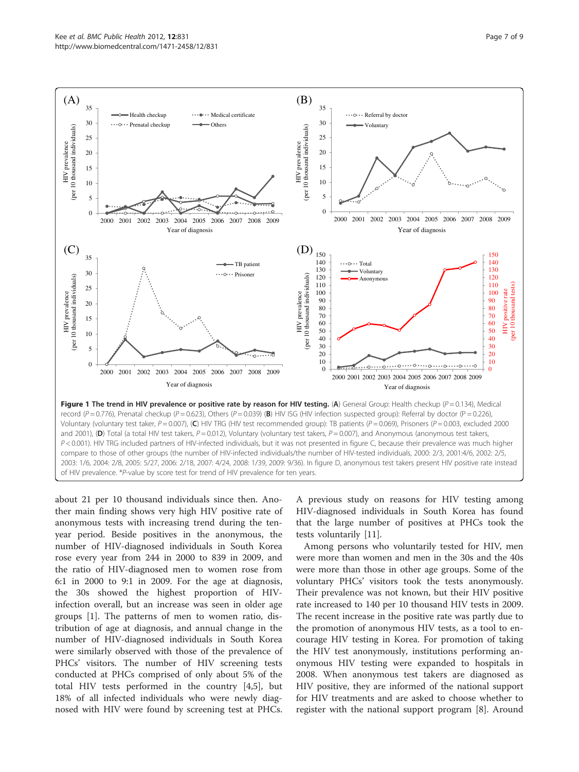**Figure 1 The trend in HIV prevalence or positive rate by reason for HIV testing.** (**A**) General Group: Health checkup ($P = 0.134$), Medical record ($P = 0.776$), Prenatal checkup ($P = 0.623$), Others ($P = 0.039$) (**B**) HIV ISG (HIV infection suspected group): Referral by doctor ($P = 0.226$), Voluntary (voluntary test taker, $P = 0.007$), (**C**) HIV TRG (HIV test recommended group): TB patients ($P = 0.069$), Prisoners ($P = 0.003$, excluded 2000 and 2001), (**D**) Total (a total HIV test takers, $P = 0.012$), Voluntary (voluntary test takers, $P = 0.007$), and Anonymous (anonymous test takers, $P < 0.001$). HIV TRG included partners of HIV-infected individuals, but it was not presented in figure C, because their prevalence was much higher compare to those of other groups (the number of HIV-infected individuals/the number of HIV-tested individuals, 2000: 2/3, 2001:4/6, 2002: 2/5, 2003: 1/6, 2004: 2/8, 2005: 5/27, 2006: 2/18, 2007: 4/24, 2008: 1/39, 2009: 9/36). In figure D, anonymous test takers present HIV positive rate instead of HIV prevalence. *P-value by score test for trend of HIV prevalence for ten years.

about 21 per 10 thousand individuals since then. Another main finding shows very high HIV positive rate of anonymous tests with increasing trend during the ten-year period. Beside positives in the anonymous, the number of HIV-diagnosed individuals in South Korea rose every year from 244 in 2000 to 839 in 2009, and the ratio of HIV-diagnosed men to women rose from 6:1 in 2000 to 9:1 in 2009. For the age at diagnosis, the 30s showed the highest proportion of HIV-infection overall, but an increase was seen in older age groups [1]. The patterns of men to women ratio, distribution of age at diagnosis, and annual change in the number of HIV-diagnosed individuals in South Korea were similarly observed with those of the prevalence of PHCs' visitors. The number of HIV screening tests conducted at PHCs comprised of only about 5% of the total HIV tests performed in the country [4,5], but 18% of all infected individuals who were newly diagnosed with HIV were found by screening test at PHCs. A previous study on reasons for HIV testing among HIV-diagnosed individuals in South Korea has found that the large number of positives at PHCs took the tests voluntarily [11].

Among persons who voluntarily tested for HIV, men were more than women and men in the 30s and the 40s were more than those in other age groups. Some of the voluntary PHCs' visitors took the tests anonymously. Their prevalence was not known, but their HIV positive rate increased to 140 per 10 thousand HIV tests in 2009. The recent increase in the positive rate was partly due to the promotion of anonymous HIV tests, as a tool to encourage HIV testing in Korea. For promotion of taking the HIV test anonymously, institutions performing anonymous HIV testing were expanded to hospitals in 2008. When anonymous test takers are diagnosed as HIV positive, they are informed of the national support for HIV treatments and are asked to choose whether to register with the national support program [8]. Around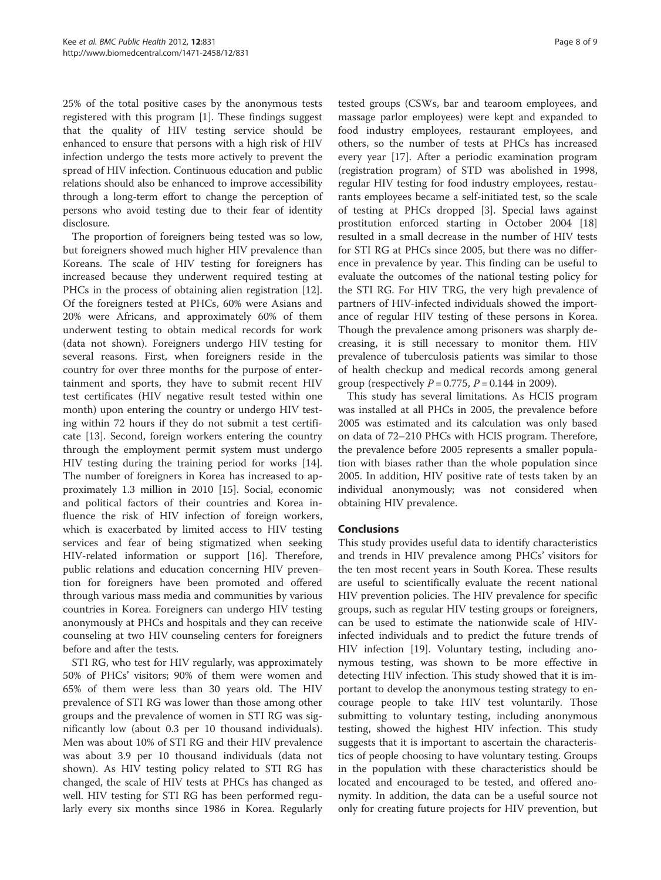25% of the total positive cases by the anonymous tests registered with this program [1]. These findings suggest that the quality of HIV testing service should be enhanced to ensure that persons with a high risk of HIV infection undergo the tests more actively to prevent the spread of HIV infection. Continuous education and public relations should also be enhanced to improve accessibility through a long-term effort to change the perception of persons who avoid testing due to their fear of identity disclosure.

The proportion of foreigners being tested was so low, but foreigners showed much higher HIV prevalence than Koreans. The scale of HIV testing for foreigners has increased because they underwent required testing at PHCs in the process of obtaining alien registration [12]. Of the foreigners tested at PHCs, 60% were Asians and 20% were Africans, and approximately 60% of them underwent testing to obtain medical records for work (data not shown). Foreigners undergo HIV testing for several reasons. First, when foreigners reside in the country for over three months for the purpose of entertainment and sports, they have to submit recent HIV test certificates (HIV negative result tested within one month) upon entering the country or undergo HIV testing within 72 hours if they do not submit a test certificate [13]. Second, foreign workers entering the country through the employment permit system must undergo HIV testing during the training period for works [14]. The number of foreigners in Korea has increased to approximately 1.3 million in 2010 [15]. Social, economic and political factors of their countries and Korea influence the risk of HIV infection of foreign workers, which is exacerbated by limited access to HIV testing services and fear of being stigmatized when seeking HIV-related information or support [16]. Therefore, public relations and education concerning HIV prevention for foreigners have been promoted and offered through various mass media and communities by various countries in Korea. Foreigners can undergo HIV testing anonymously at PHCs and hospitals and they can receive counseling at two HIV counseling centers for foreigners before and after the tests.

STI RG, who test for HIV regularly, was approximately 50% of PHCs' visitors; 90% of them were women and 65% of them were less than 30 years old. The HIV prevalence of STI RG was lower than those among other groups and the prevalence of women in STI RG was significantly low (about 0.3 per 10 thousand individuals). Men was about 10% of STI RG and their HIV prevalence was about 3.9 per 10 thousand individuals (data not shown). As HIV testing policy related to STI RG has changed, the scale of HIV tests at PHCs has changed as well. HIV testing for STI RG has been performed regularly every six months since 1986 in Korea. Regularly tested groups (CSWs, bar and tearoom employees, and massage parlor employees) were kept and expanded to food industry employees, restaurant employees, and others, so the number of tests at PHCs has increased every year [17]. After a periodic examination program (registration program) of STD was abolished in 1998, regular HIV testing for food industry employees, restaurants employees became a self-initiated test, so the scale of testing at PHCs dropped [3]. Special laws against prostitution enforced starting in October 2004 [18] resulted in a small decrease in the number of HIV tests for STI RG at PHCs since 2005, but there was no difference in prevalence by year. This finding can be useful to evaluate the outcomes of the national testing policy for the STI RG. For HIV TRG, the very high prevalence of partners of HIV-infected individuals showed the importance of regular HIV testing of these persons in Korea. Though the prevalence among prisoners was sharply decreasing, it is still necessary to monitor them. HIV prevalence of tuberculosis patients was similar to those of health checkup and medical records among general group (respectively $P = 0.775$, $P = 0.144$ in 2009).

This study has several limitations. As HCIS program was installed at all PHCs in 2005, the prevalence before 2005 was estimated and its calculation was only based on data of 72–210 PHCs with HCIS program. Therefore, the prevalence before 2005 represents a smaller population with biases rather than the whole population since 2005. In addition, HIV positive rate of tests taken by an individual anonymously; was not considered when obtaining HIV prevalence.

## Conclusions

This study provides useful data to identify characteristics and trends in HIV prevalence among PHCs' visitors for the ten most recent years in South Korea. These results are useful to scientifically evaluate the recent national HIV prevention policies. The HIV prevalence for specific groups, such as regular HIV testing groups or foreigners, can be used to estimate the nationwide scale of HIV-infected individuals and to predict the future trends of HIV infection [19]. Voluntary testing, including anonymous testing, was shown to be more effective in detecting HIV infection. This study showed that it is important to develop the anonymous testing strategy to encourage people to take HIV test voluntarily. Those submitting to voluntary testing, including anonymous testing, showed the highest HIV infection. This study suggests that it is important to ascertain the characteristics of people choosing to have voluntary testing. Groups in the population with these characteristics should be located and encouraged to be tested, and offered anonymity. In addition, the data can be a useful source not only for creating future projects for HIV prevention, but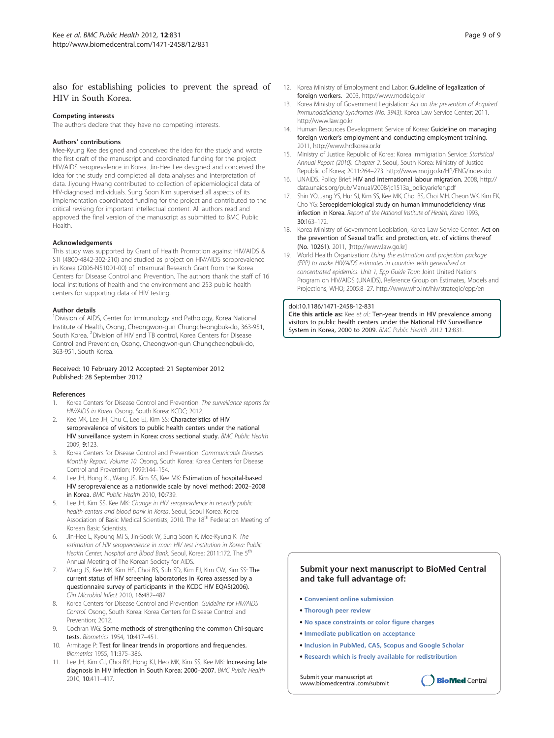also for establishing policies to prevent the spread of HIV in South Korea.

#### Competing interests

The authors declare that they have no competing interests.

#### Authors' contributions

Mee-Kyung Kee designed and conceived the idea for the study and wrote the first draft of the manuscript and coordinated funding for the project HIV/AIDS seroprevalence in Korea. Jin-Hee Lee designed and conceived the idea for the study and completed all data analyses and interpretation of data. Jiyoung Hwang contributed to collection of epidemiological data of HIV-diagnosed individuals. Sung Soon Kim supervised all aspects of its implementation coordinated funding for the project and contributed to the critical revising for important intellectual content. All authors read and approved the final version of the manuscript as submitted to BMC Public Health.

#### Acknowledgements

This study was supported by Grant of Health Promotion against HIV/AIDS & STI (4800-4842-302-210) and studied as project on HIV/AIDS seroprevalence in Korea (2006-N51001-00) of Intramural Research Grant from the Korea Centers for Disease Control and Prevention. The authors thank the staff of 16 local institutions of health and the environment and 253 public health centers for supporting data of HIV testing.

#### Author details

[1]Division of AIDS, Center for Immunology and Pathology, Korea National Institute of Health, Osong, Cheongwon-gun Chungcheongbuk-do, 363-951, South Korea. [2]Division of HIV and TB control, Korea Centers for Disease Control and Prevention, Osong, Cheongwon-gun Chungcheongbuk-do, 363-951, South Korea.

Received: 10 February 2012 Accepted: 21 September 2012
Published: 28 September 2012

#### References

1. Korea Centers for Disease Control and Prevention: *The surveillance reports for HIV/AIDS in Korea*. Osong, South Korea: KCDC; 2012.
2. Kee MK, Lee JH, Chu C, Lee EJ, Kim SS: **Characteristics of HIV seroprevalence of visitors to public health centers under the national HIV surveillance system in Korea: cross sectional study.** *BMC Public Health* 2009, **9**:123.
3. Korea Centers for Disease Control and Prevention: *Communicable Diseases Monthly Report. Volume 10*. Osong, South Korea: Korea Centers for Disease Control and Prevention; 1999:144–154.
4. Lee JH, Hong KJ, Wang JS, Kim SS, Kee MK: **Estimation of hospital-based HIV seroprevalence as a nationwide scale by novel method; 2002–2008 in Korea.** *BMC Public Health* 2010, **10**:739.
5. Lee JH, Kim SS, Kee MK: *Change in HIV seroprevalence in recently public health centers and blood bank in Korea*. Seoul, Seoul Korea: Korea Association of Basic Medical Scientists; 2010. The 18th Federation Meeting of Korean Basic Scientists.
6. Jin-Hee L, Kyoung Mi S, Jin-Sook W, Sung Soon K, Mee-Kyung K: *The estimation of HIV seroprevalence in main HIV test institution in Korea: Public Health Center, Hospital and Blood Bank*. Seoul, Korea; 2011:172. The 5th Annual Meeting of The Korean Society for AIDS.
7. Wang JS, Kee MK, Kim HS, Choi BS, Suh SD, Kim EJ, Kim CW, Kim SS: **The current status of HIV screening laboratories in Korea assessed by a questionnaire survey of participants in the KCDC HIV EQAS(2006).** *Clin Microbiol Infect* 2010, **16**:482–487.
8. Korea Centers for Disease Control and Prevention: *Guideline for HIV/AIDS Control*. Osong, South Korea: Korea Centers for Disease Control and Prevention; 2012.
9. Cochran WG: **Some methods of strengthening the common Chi-square tests.** *Biometrics* 1954, **10**:417–451.
10. Armitage P: **Test for linear trends in proportions and frequencies.** *Biometrics* 1955, **11**:375–386.
11. Lee JH, Kim GJ, Choi BY, Hong KJ, Heo MK, Kim SS, Kee MK: **Increasing late diagnosis in HIV infection in South Korea: 2000–2007.** *BMC Public Health* 2010, **10**:411–417.
12. Korea Ministry of Employment and Labor: **Guideline of legalization of foreign workers.** 2003, http://www.model.go.kr
13. Korea Ministry of Government Legislation: *Act on the prevention of Acquired Immunodeficiency Syndromes (No. 3943)*: Korea Law Service Center; 2011. http://www.law.go.kr
14. Human Resources Development Service of Korea: **Guideline on managing foreign worker's employment and conducting employment training.** 2011, http://www.hrdkorea.or.kr
15. Ministry of Justice Republic of Korea: Korea Immigration Service: *Statistical Annual Report (2010). Chapter 2*. Seoul, South Korea: Ministry of Justice Republic of Korea; 2011:264–273. http://www.moj.go.kr/HP/ENG/index.do
16. UNAIDS. Policy Brief: **HIV and international labour migration.** 2008, http://data.unaids.org/pub/Manual/2008/jc1513a_policybriefen.pdf
17. Shin YO, Jang YS, Hur SJ, Kim SS, Kee MK, Choi BS, Choi MH, Cheon WK, Kim EK, Cho YG: **Seroepidemiological study on human immunodeficiency virus infection in Korea.** *Report of the National Institute of Health, Korea* 1993, **30**:163–172.
18. Korea Ministry of Government Legislation, Korea Law Service Center: **Act on the prevention of Sexual traffic and protection, etc. of victims thereof (No. 10261).** 2011, [http://www.law.go.kr]
19. World Health Organization: *Using the estimation and projection package (EPP) to make HIV/AIDS estimates in countries with generalized or concentrated epidemics. Unit 1, Epp Guide Tour*: Joint United Nations Program on HIV/AIDS (UNAIDS), Reference Group on Estimates, Models and Projections, WHO; 2005:8–27. http://www.who.int/hiv/strategic/epp/en

doi:10.1186/1471-2458-12-831
**Cite this article as:** Kee *et al.*: Ten-year trends in HIV prevalence among visitors to public health centers under the National HIV Surveillance System in Korea, 2000 to 2009. *BMC Public Health* 2012 **12**:831.

**Submit your next manuscript to BioMed Central and take full advantage of:**

- Convenient online submission
- Thorough peer review
- No space constraints or color figure charges
- Immediate publication on acceptance
- Inclusion in PubMed, CAS, Scopus and Google Scholar
- Research which is freely available for redistribution

Submit your manuscript at www.biomedcentral.com/submit